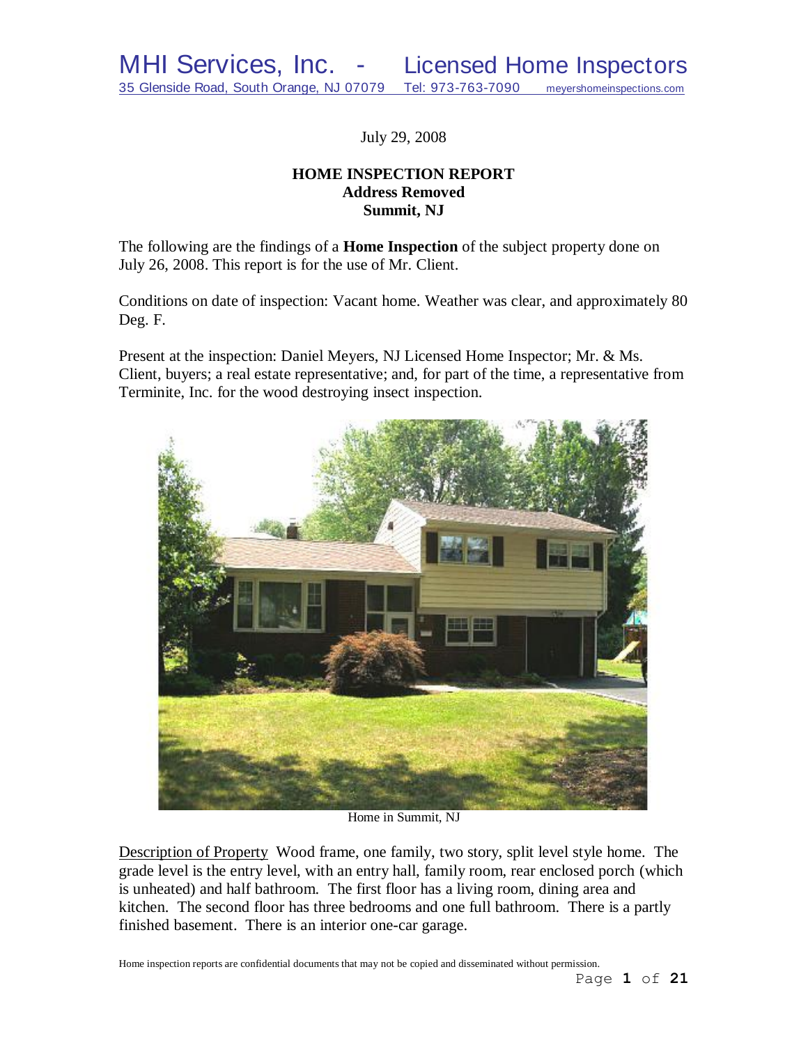MHI Services, Inc. - Licensed Home Inspectors

35 Glenside Road, South Orange, NJ 07079 Tel: 973-763-7090 meyershomeinspections.com

July 29, 2008

**HOME INSPECTION REPORT**
**Address Removed**
**Summit, NJ**

The following are the findings of a **Home Inspection** of the subject property done on July 26, 2008. This report is for the use of Mr. Client.

Conditions on date of inspection: Vacant home. Weather was clear, and approximately 80 Deg. F.

Present at the inspection: Daniel Meyers, NJ Licensed Home Inspector; Mr. & Ms. Client, buyers; a real estate representative; and, for part of the time, a representative from Terminite, Inc. for the wood destroying insect inspection.

Home in Summit, NJ

Description of Property Wood frame, one family, two story, split level style home. The grade level is the entry level, with an entry hall, family room, rear enclosed porch (which is unheated) and half bathroom. The first floor has a living room, dining area and kitchen. The second floor has three bedrooms and one full bathroom. There is a partly finished basement. There is an interior one-car garage.

Home inspection reports are confidential documents that may not be copied and disseminated without permission.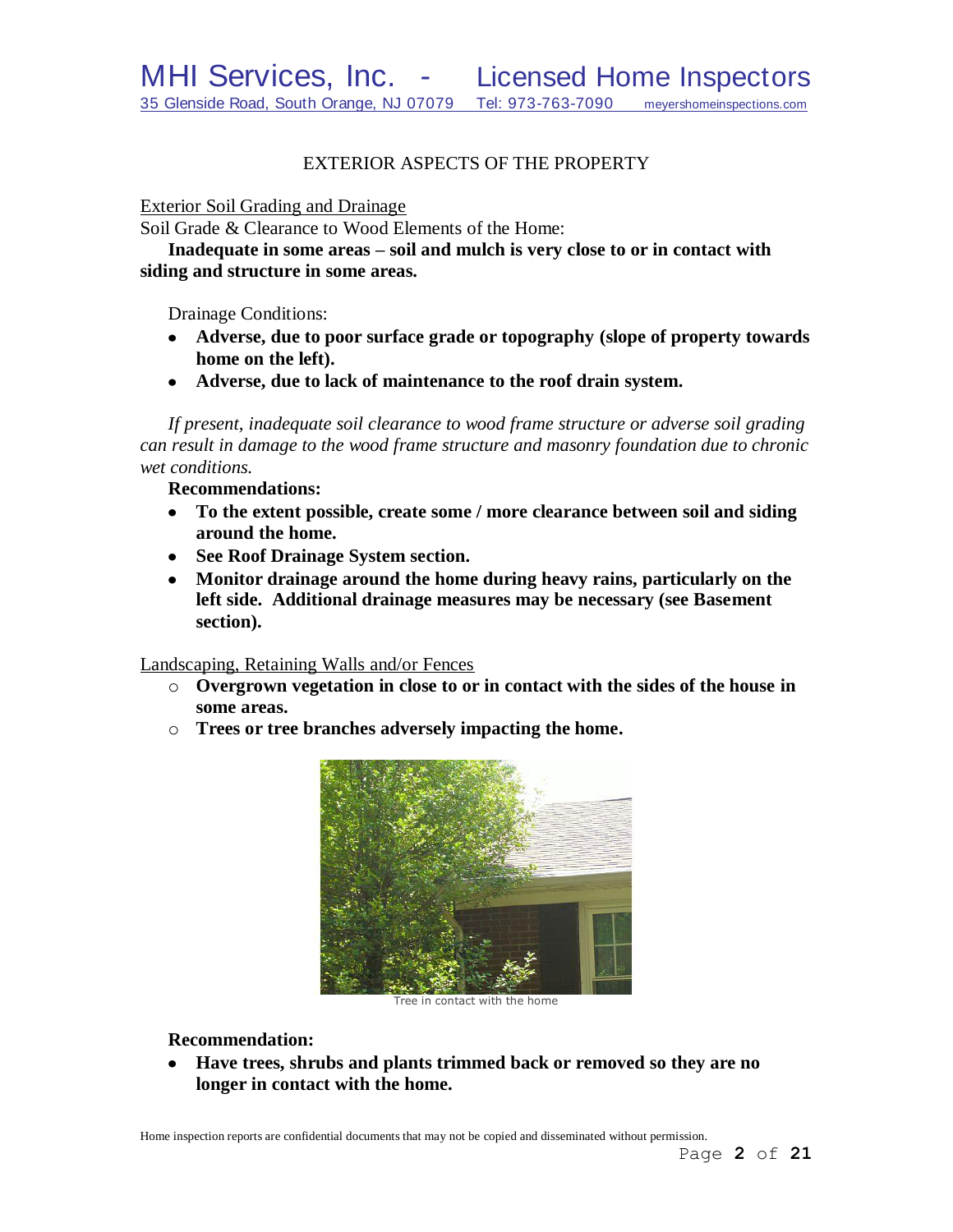## EXTERIOR ASPECTS OF THE PROPERTY

Exterior Soil Grading and Drainage

Soil Grade & Clearance to Wood Elements of the Home:

**Inadequate in some areas – soil and mulch is very close to or in contact with siding and structure in some areas.**

Drainage Conditions:

- **Adverse, due to poor surface grade or topography (slope of property towards home on the left).**
- **Adverse, due to lack of maintenance to the roof drain system.**

*If present, inadequate soil clearance to wood frame structure or adverse soil grading can result in damage to the wood frame structure and masonry foundation due to chronic wet conditions.*

**Recommendations:**

- **To the extent possible, create some / more clearance between soil and siding around the home.**
- **See Roof Drainage System section.**
- **Monitor drainage around the home during heavy rains, particularly on the left side. Additional drainage measures may be necessary (see Basement section).**

Landscaping, Retaining Walls and/or Fences

- **Overgrown vegetation in close to or in contact with the sides of the house in some areas.**
- **Trees or tree branches adversely impacting the home.**

Tree in contact with the home

**Recommendation:**

- **Have trees, shrubs and plants trimmed back or removed so they are no longer in contact with the home.**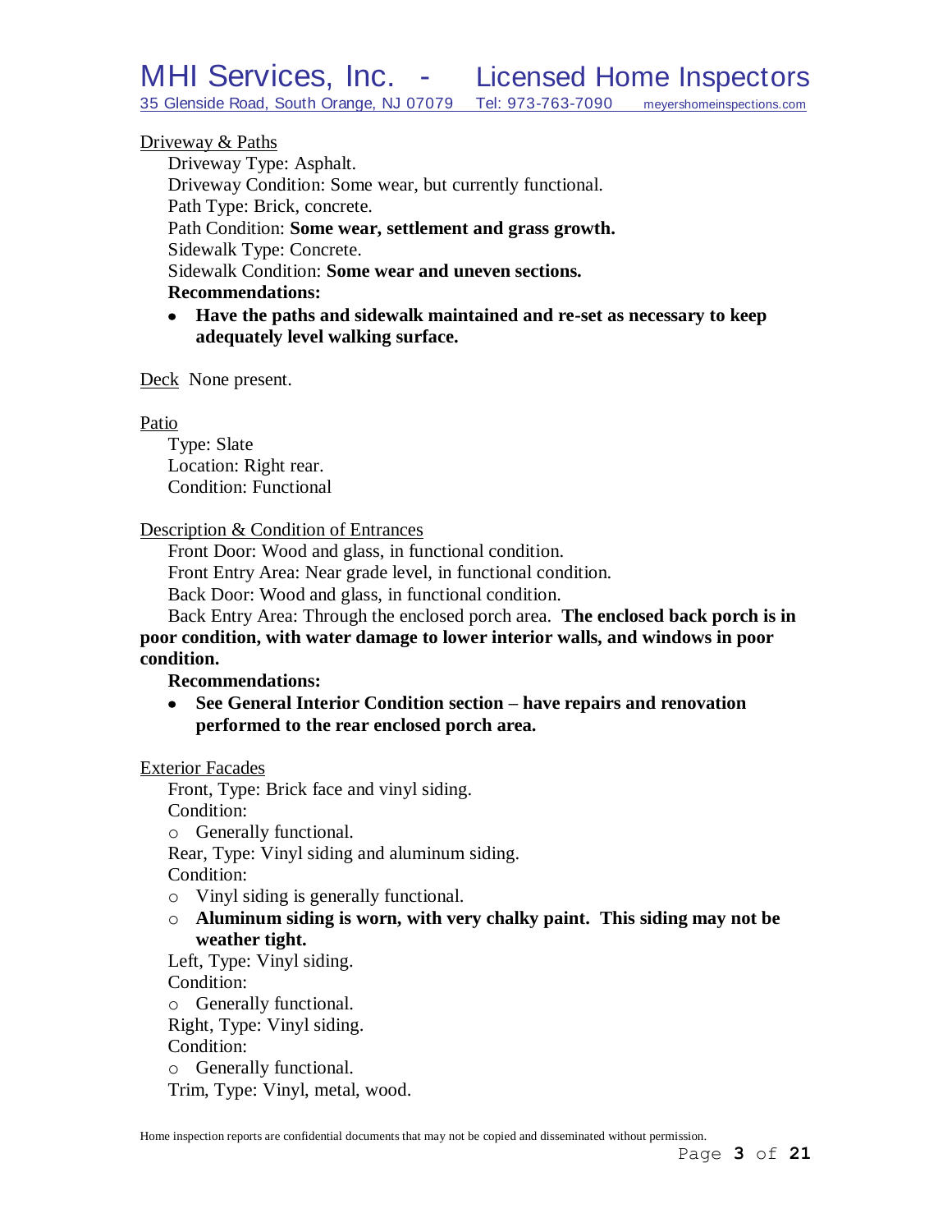<u>Driveway & Paths</u>

Driveway Type: Asphalt.
Driveway Condition: Some wear, but currently functional.
Path Type: Brick, concrete.
Path Condition: **Some wear, settlement and grass growth.**
Sidewalk Type: Concrete.
Sidewalk Condition: **Some wear and uneven sections.**
**Recommendations:**

- **Have the paths and sidewalk maintained and re-set as necessary to keep adequately level walking surface.**

<u>Deck</u> None present.

<u>Patio</u>

Type: Slate
Location: Right rear.
Condition: Functional

<u>Description & Condition of Entrances</u>

Front Door: Wood and glass, in functional condition.
Front Entry Area: Near grade level, in functional condition.
Back Door: Wood and glass, in functional condition.
Back Entry Area: Through the enclosed porch area. **The enclosed back porch is in poor condition, with water damage to lower interior walls, and windows in poor condition.**

**Recommendations:**

- **See General Interior Condition section – have repairs and renovation performed to the rear enclosed porch area.**

<u>Exterior Facades</u>

Front, Type: Brick face and vinyl siding.
Condition:

- Generally functional.

Rear, Type: Vinyl siding and aluminum siding.
Condition:

- Vinyl siding is generally functional.
- **Aluminum siding is worn, with very chalky paint. This siding may not be weather tight.**

Left, Type: Vinyl siding.
Condition:

- Generally functional.

Right, Type: Vinyl siding.
Condition:

- Generally functional.

Trim, Type: Vinyl, metal, wood.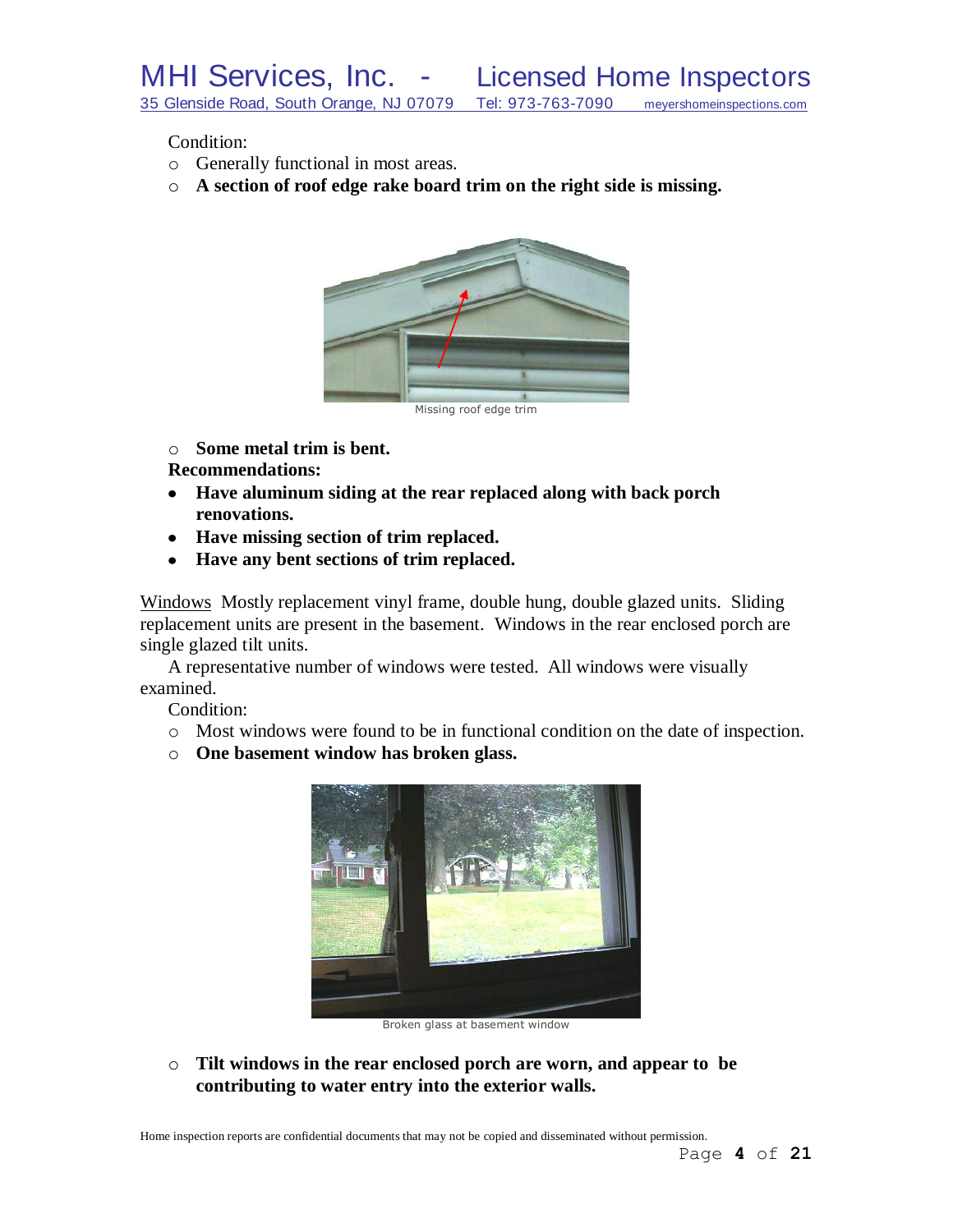Condition:

- Generally functional in most areas.
- **A section of roof edge rake board trim on the right side is missing.**

Missing roof edge trim

- **Some metal trim is bent.**

**Recommendations:**

- **Have aluminum siding at the rear replaced along with back porch renovations.**
- **Have missing section of trim replaced.**
- **Have any bent sections of trim replaced.**

Windows  Mostly replacement vinyl frame, double hung, double glazed units.  Sliding replacement units are present in the basement.  Windows in the rear enclosed porch are single glazed tilt units.

A representative number of windows were tested.  All windows were visually examined.

Condition:

- Most windows were found to be in functional condition on the date of inspection.
- **One basement window has broken glass.**

Broken glass at basement window

- **Tilt windows in the rear enclosed porch are worn, and appear to be contributing to water entry into the exterior walls.**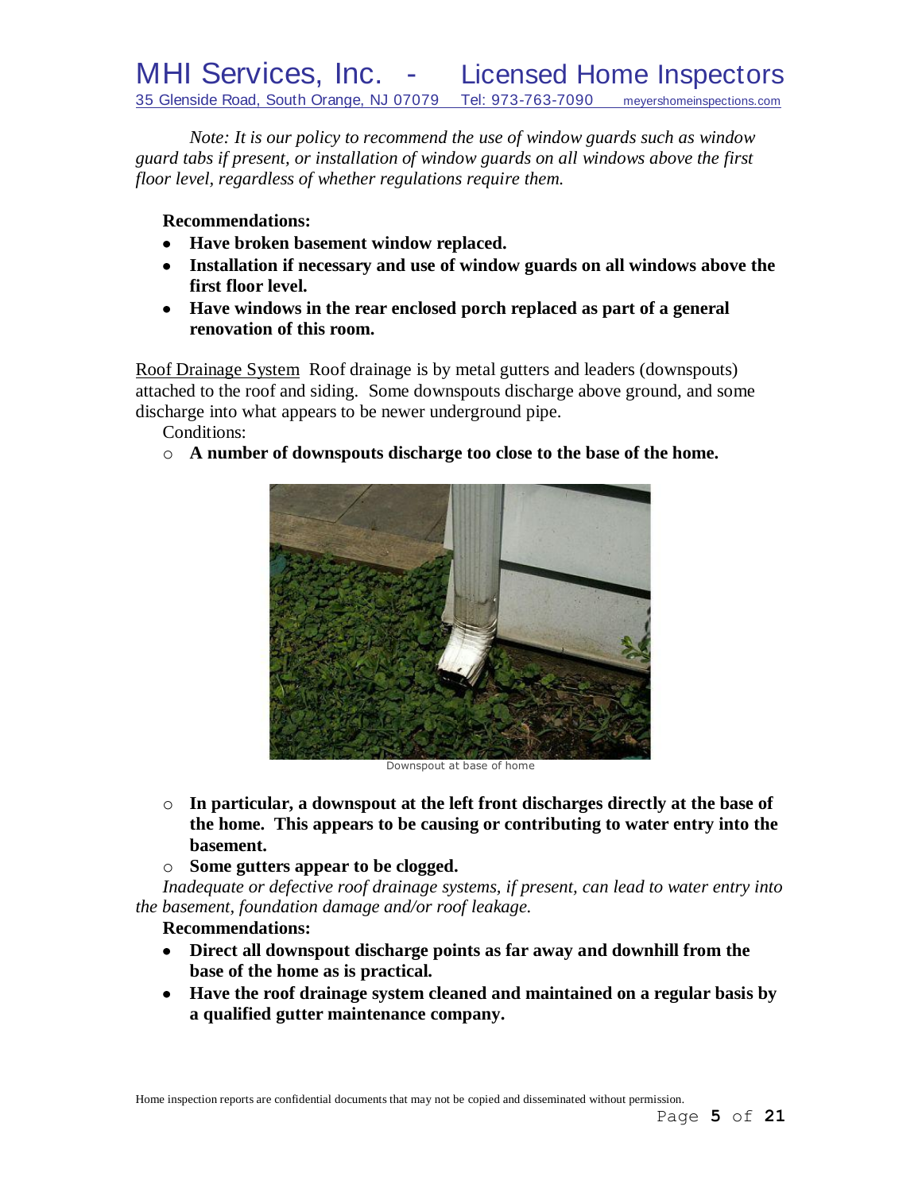*Note: It is our policy to recommend the use of window guards such as window guard tabs if present, or installation of window guards on all windows above the first floor level, regardless of whether regulations require them.*

**Recommendations:**

- **Have broken basement window replaced.**
- **Installation if necessary and use of window guards on all windows above the first floor level.**
- **Have windows in the rear enclosed porch replaced as part of a general renovation of this room.**

<u>Roof Drainage System</u> Roof drainage is by metal gutters and leaders (downspouts) attached to the roof and siding. Some downspouts discharge above ground, and some discharge into what appears to be newer underground pipe.

Conditions:

- **A number of downspouts discharge too close to the base of the home.**

Downspout at base of home

- **In particular, a downspout at the left front discharges directly at the base of the home. This appears to be causing or contributing to water entry into the basement.**
- **Some gutters appear to be clogged.**

*Inadequate or defective roof drainage systems, if present, can lead to water entry into the basement, foundation damage and/or roof leakage.*

**Recommendations:**

- **Direct all downspout discharge points as far away and downhill from the base of the home as is practical.**
- **Have the roof drainage system cleaned and maintained on a regular basis by a qualified gutter maintenance company.**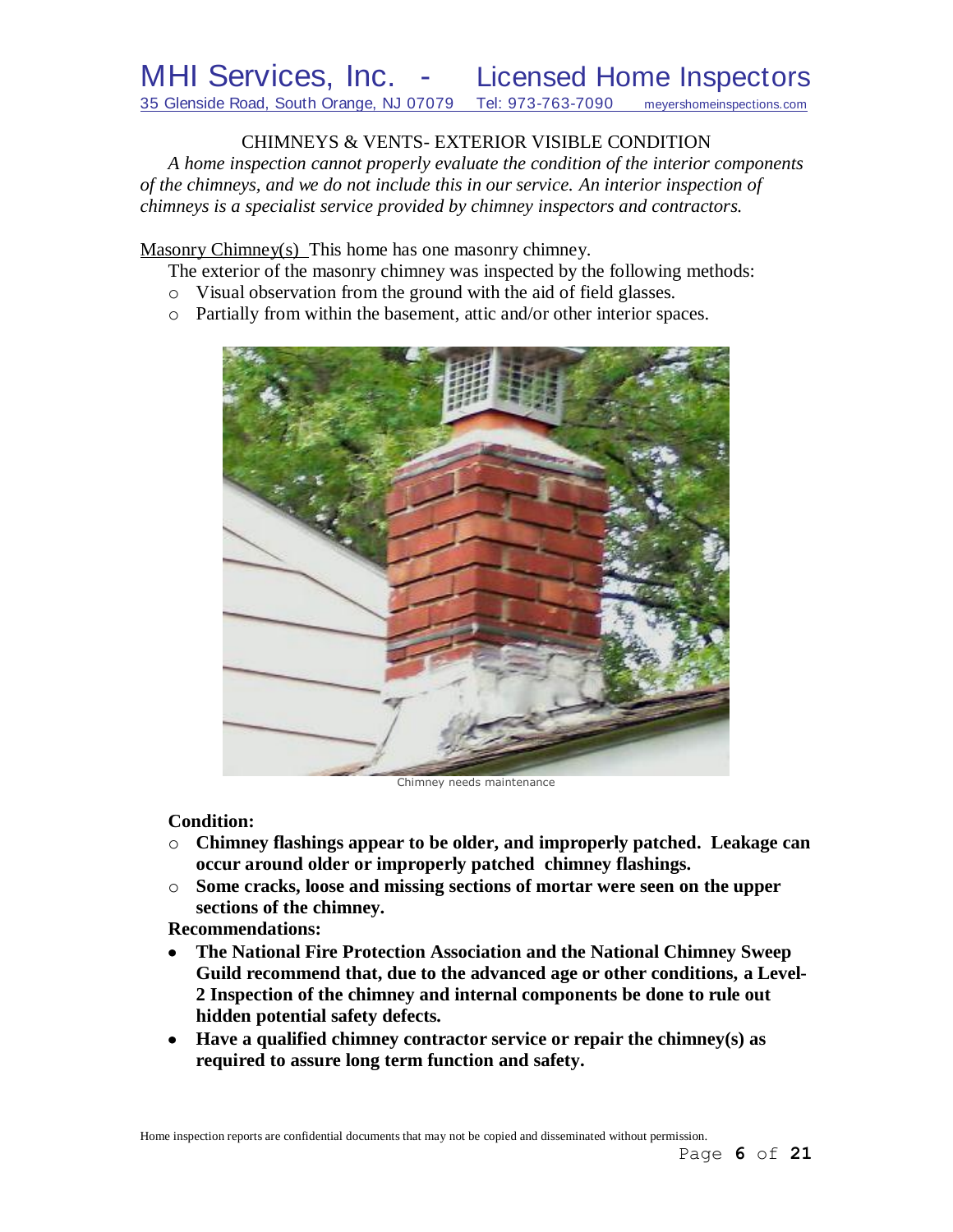## CHIMNEYS & VENTS- EXTERIOR VISIBLE CONDITION

*A home inspection cannot properly evaluate the condition of the interior components of the chimneys, and we do not include this in our service. An interior inspection of chimneys is a specialist service provided by chimney inspectors and contractors.*

Masonry Chimney(s) This home has one masonry chimney.

The exterior of the masonry chimney was inspected by the following methods:

- Visual observation from the ground with the aid of field glasses.
- Partially from within the basement, attic and/or other interior spaces.

Chimney needs maintenance

**Condition:**

- **Chimney flashings appear to be older, and improperly patched. Leakage can occur around older or improperly patched chimney flashings.**
- **Some cracks, loose and missing sections of mortar were seen on the upper sections of the chimney.**

**Recommendations:**

- **The National Fire Protection Association and the National Chimney Sweep Guild recommend that, due to the advanced age or other conditions, a Level-2 Inspection of the chimney and internal components be done to rule out hidden potential safety defects.**
- **Have a qualified chimney contractor service or repair the chimney(s) as required to assure long term function and safety.**

Home inspection reports are confidential documents that may not be copied and disseminated without permission.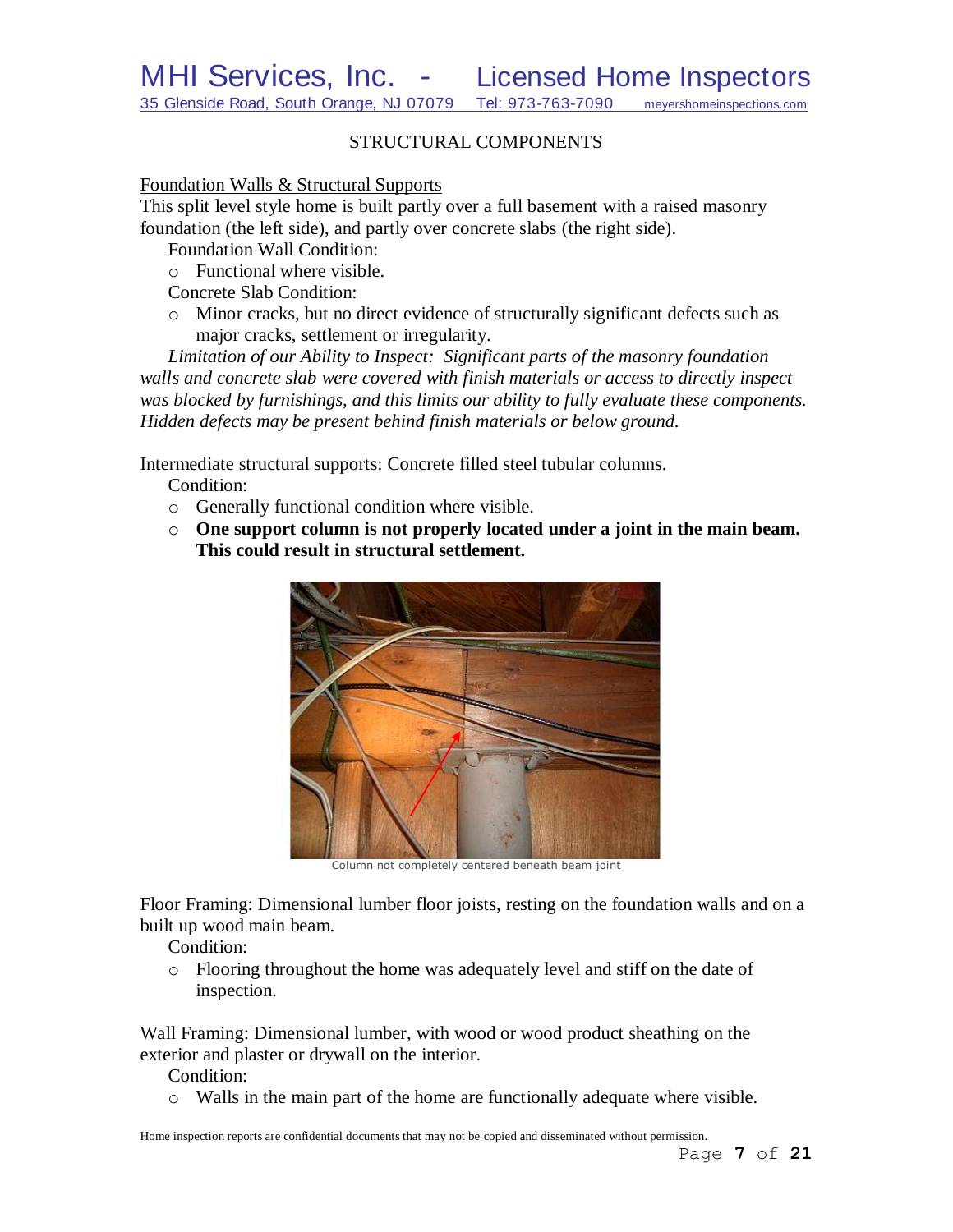## STRUCTURAL COMPONENTS

### Foundation Walls & Structural Supports

This split level style home is built partly over a full basement with a raised masonry foundation (the left side), and partly over concrete slabs (the right side).

Foundation Wall Condition:

- Functional where visible.

Concrete Slab Condition:

- Minor cracks, but no direct evidence of structurally significant defects such as major cracks, settlement or irregularity.

*Limitation of our Ability to Inspect: Significant parts of the masonry foundation walls and concrete slab were covered with finish materials or access to directly inspect was blocked by furnishings, and this limits our ability to fully evaluate these components. Hidden defects may be present behind finish materials or below ground.*

Intermediate structural supports: Concrete filled steel tubular columns.

Condition:

- Generally functional condition where visible.
- **One support column is not properly located under a joint in the main beam. This could result in structural settlement.**

Column not completely centered beneath beam joint

Floor Framing: Dimensional lumber floor joists, resting on the foundation walls and on a built up wood main beam.

Condition:

- Flooring throughout the home was adequately level and stiff on the date of inspection.

Wall Framing: Dimensional lumber, with wood or wood product sheathing on the exterior and plaster or drywall on the interior.

Condition:

- Walls in the main part of the home are functionally adequate where visible.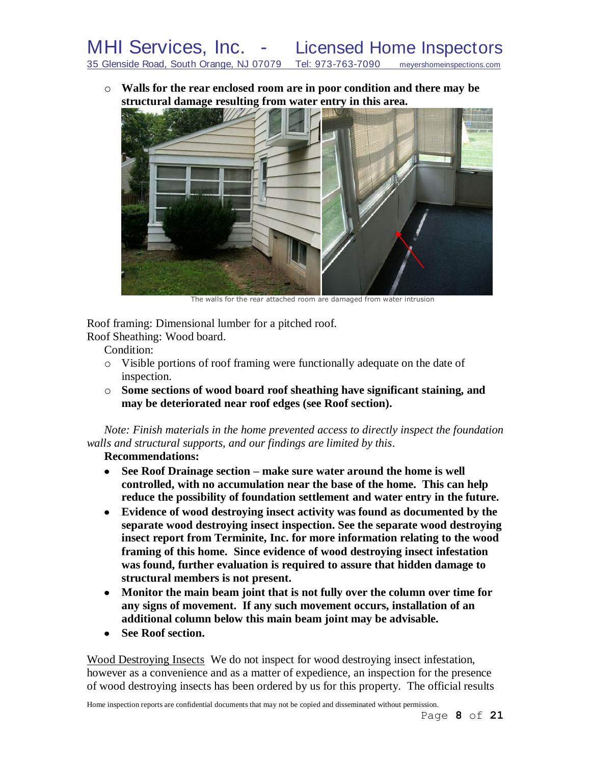- **Walls for the rear enclosed room are in poor condition and there may be structural damage resulting from water entry in this area.**

The walls for the rear attached room are damaged from water intrusion

Roof framing: Dimensional lumber for a pitched roof.
Roof Sheathing: Wood board.

Condition:

- Visible portions of roof framing were functionally adequate on the date of inspection.
- **Some sections of wood board roof sheathing have significant staining, and may be deteriorated near roof edges (see Roof section).**

*Note: Finish materials in the home prevented access to directly inspect the foundation walls and structural supports, and our findings are limited by this.*

**Recommendations:**

- **See Roof Drainage section – make sure water around the home is well controlled, with no accumulation near the base of the home. This can help reduce the possibility of foundation settlement and water entry in the future.**
- **Evidence of wood destroying insect activity was found as documented by the separate wood destroying insect inspection. See the separate wood destroying insect report from Terminite, Inc. for more information relating to the wood framing of this home. Since evidence of wood destroying insect infestation was found, further evaluation is required to assure that hidden damage to structural members is not present.**
- **Monitor the main beam joint that is not fully over the column over time for any signs of movement. If any such movement occurs, installation of an additional column below this main beam joint may be advisable.**
- **See Roof section.**

<u>Wood Destroying Insects</u> We do not inspect for wood destroying insect infestation, however as a convenience and as a matter of expedience, an inspection for the presence of wood destroying insects has been ordered by us for this property. The official results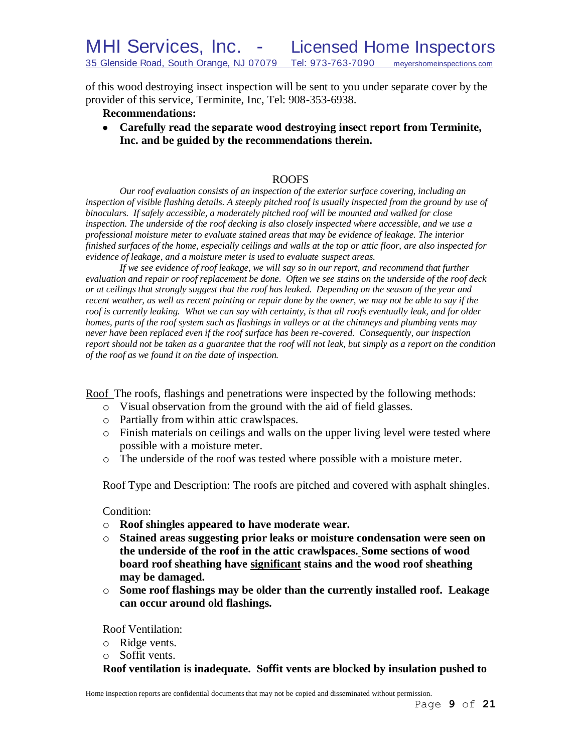of this wood destroying insect inspection will be sent to you under separate cover by the provider of this service, Terminite, Inc, Tel: 908-353-6938.

**Recommendations:**

- **Carefully read the separate wood destroying insect report from Terminite, Inc. and be guided by the recommendations therein.**

## ROOFS

*Our roof evaluation consists of an inspection of the exterior surface covering, including an inspection of visible flashing details. A steeply pitched roof is usually inspected from the ground by use of binoculars. If safely accessible, a moderately pitched roof will be mounted and walked for close inspection. The underside of the roof decking is also closely inspected where accessible, and we use a professional moisture meter to evaluate stained areas that may be evidence of leakage. The interior finished surfaces of the home, especially ceilings and walls at the top or attic floor, are also inspected for evidence of leakage, and a moisture meter is used to evaluate suspect areas.*

*If we see evidence of roof leakage, we will say so in our report, and recommend that further evaluation and repair or roof replacement be done. Often we see stains on the underside of the roof deck or at ceilings that strongly suggest that the roof has leaked. Depending on the season of the year and recent weather, as well as recent painting or repair done by the owner, we may not be able to say if the roof is currently leaking. What we can say with certainty, is that all roofs eventually leak, and for older homes, parts of the roof system such as flashings in valleys or at the chimneys and plumbing vents may never have been replaced even if the roof surface has been re-covered. Consequently, our inspection report should not be taken as a guarantee that the roof will not leak, but simply as a report on the condition of the roof as we found it on the date of inspection.*

Roof The roofs, flashings and penetrations were inspected by the following methods:

- Visual observation from the ground with the aid of field glasses.
- Partially from within attic crawlspaces.
- Finish materials on ceilings and walls on the upper living level were tested where possible with a moisture meter.
- The underside of the roof was tested where possible with a moisture meter.

Roof Type and Description: The roofs are pitched and covered with asphalt shingles.

Condition:

- **Roof shingles appeared to have moderate wear.**
- **Stained areas suggesting prior leaks or moisture condensation were seen on the underside of the roof in the attic crawlspaces. Some sections of wood board roof sheathing have significant stains and the wood roof sheathing may be damaged.**
- **Some roof flashings may be older than the currently installed roof. Leakage can occur around old flashings.**

Roof Ventilation:

- Ridge vents.
- Soffit vents.

**Roof ventilation is inadequate. Soffit vents are blocked by insulation pushed to**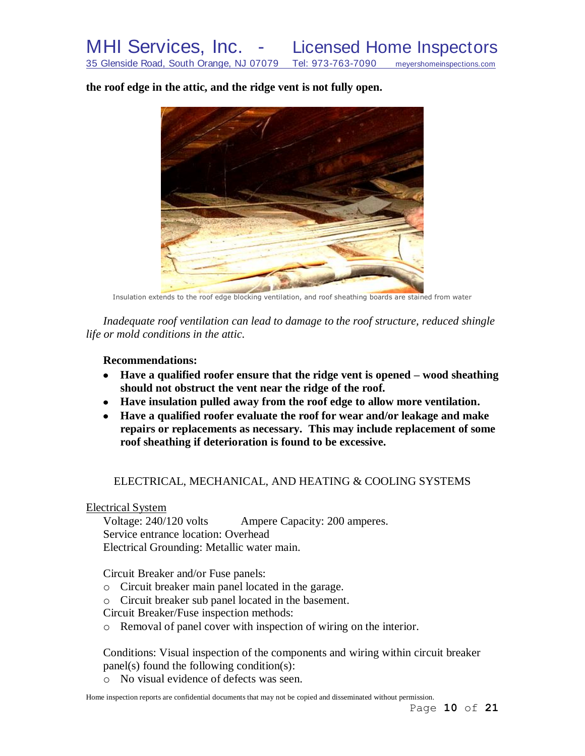**the roof edge in the attic, and the ridge vent is not fully open.**

Insulation extends to the roof edge blocking ventilation, and roof sheathing boards are stained from water

*Inadequate roof ventilation can lead to damage to the roof structure, reduced shingle life or mold conditions in the attic.*

**Recommendations:**

- **Have a qualified roofer ensure that the ridge vent is opened – wood sheathing should not obstruct the vent near the ridge of the roof.**
- **Have insulation pulled away from the roof edge to allow more ventilation.**
- **Have a qualified roofer evaluate the roof for wear and/or leakage and make repairs or replacements as necessary. This may include replacement of some roof sheathing if deterioration is found to be excessive.**

## ELECTRICAL, MECHANICAL, AND HEATING & COOLING SYSTEMS

### Electrical System

Voltage: 240/120 volts    Ampere Capacity: 200 amperes.
Service entrance location: Overhead
Electrical Grounding: Metallic water main.

Circuit Breaker and/or Fuse panels:

- Circuit breaker main panel located in the garage.
- Circuit breaker sub panel located in the basement.

Circuit Breaker/Fuse inspection methods:

- Removal of panel cover with inspection of wiring on the interior.

Conditions: Visual inspection of the components and wiring within circuit breaker panel(s) found the following condition(s):

- No visual evidence of defects was seen.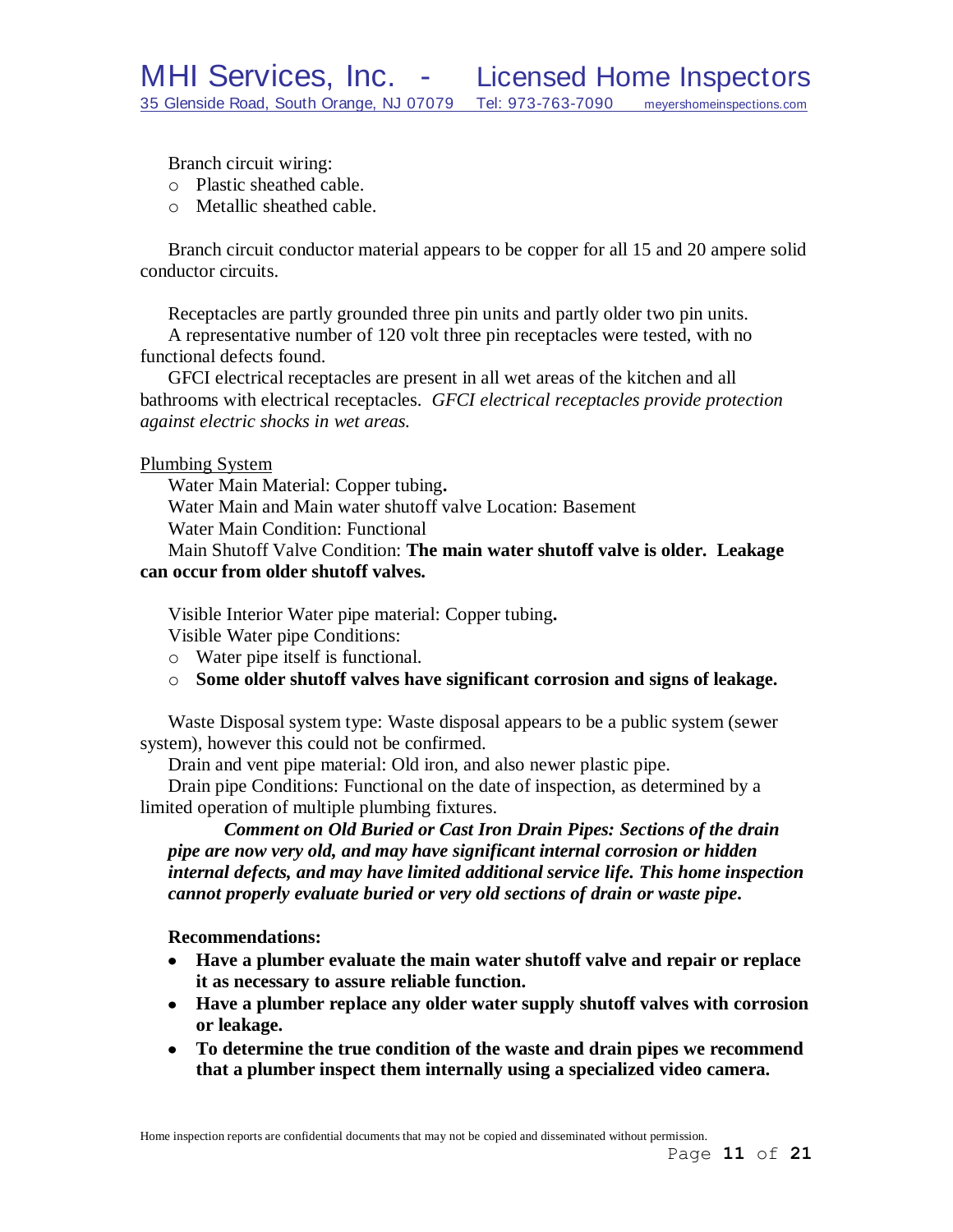Branch circuit wiring:

- Plastic sheathed cable.
- Metallic sheathed cable.

Branch circuit conductor material appears to be copper for all 15 and 20 ampere solid conductor circuits.

Receptacles are partly grounded three pin units and partly older two pin units.

A representative number of 120 volt three pin receptacles were tested, with no functional defects found.

GFCI electrical receptacles are present in all wet areas of the kitchen and all bathrooms with electrical receptacles. *GFCI electrical receptacles provide protection against electric shocks in wet areas.*

Plumbing System

Water Main Material: Copper tubing**.**

Water Main and Main water shutoff valve Location: Basement

Water Main Condition: Functional

Main Shutoff Valve Condition: **The main water shutoff valve is older. Leakage can occur from older shutoff valves.**

Visible Interior Water pipe material: Copper tubing**.**

Visible Water pipe Conditions:

- Water pipe itself is functional.
- **Some older shutoff valves have significant corrosion and signs of leakage.**

Waste Disposal system type: Waste disposal appears to be a public system (sewer system), however this could not be confirmed.

Drain and vent pipe material: Old iron, and also newer plastic pipe.

Drain pipe Conditions: Functional on the date of inspection, as determined by a limited operation of multiple plumbing fixtures.

***Comment on Old Buried or Cast Iron Drain Pipes: Sections of the drain pipe are now very old, and may have significant internal corrosion or hidden internal defects, and may have limited additional service life. This home inspection cannot properly evaluate buried or very old sections of drain or waste pipe.***

**Recommendations:**

- **Have a plumber evaluate the main water shutoff valve and repair or replace it as necessary to assure reliable function.**
- **Have a plumber replace any older water supply shutoff valves with corrosion or leakage.**
- **To determine the true condition of the waste and drain pipes we recommend that a plumber inspect them internally using a specialized video camera.**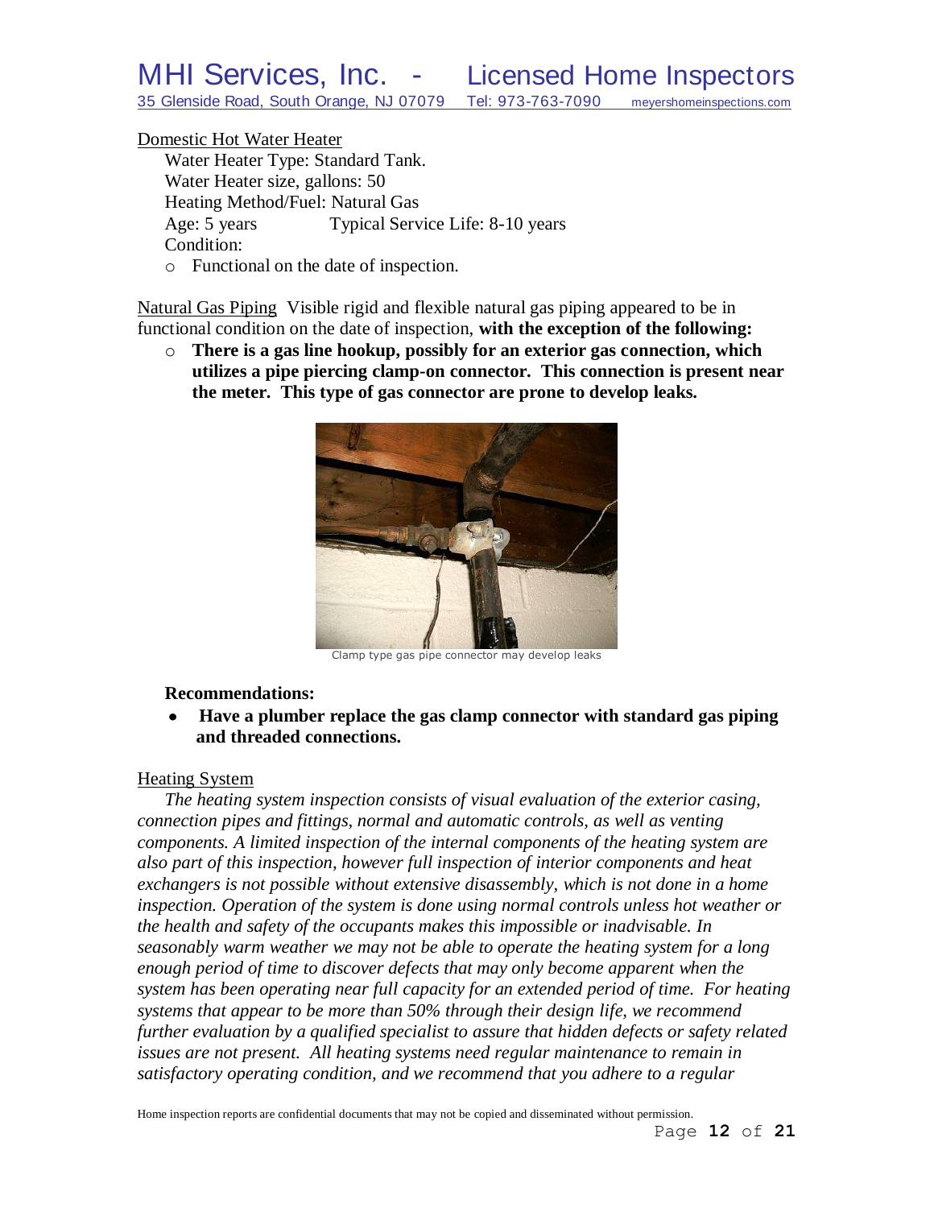Domestic Hot Water Heater

Water Heater Type: Standard Tank.
Water Heater size, gallons: 50
Heating Method/Fuel: Natural Gas
Age: 5 years        Typical Service Life: 8-10 years
Condition:

- Functional on the date of inspection.

Natural Gas Piping  Visible rigid and flexible natural gas piping appeared to be in functional condition on the date of inspection, **with the exception of the following:**

- **There is a gas line hookup, possibly for an exterior gas connection, which utilizes a pipe piercing clamp-on connector. This connection is present near the meter. This type of gas connector are prone to develop leaks.**

Clamp type gas pipe connector may develop leaks

**Recommendations:**

- **Have a plumber replace the gas clamp connector with standard gas piping and threaded connections.**

Heating System

*The heating system inspection consists of visual evaluation of the exterior casing, connection pipes and fittings, normal and automatic controls, as well as venting components. A limited inspection of the internal components of the heating system are also part of this inspection, however full inspection of interior components and heat exchangers is not possible without extensive disassembly, which is not done in a home inspection. Operation of the system is done using normal controls unless hot weather or the health and safety of the occupants makes this impossible or inadvisable. In seasonably warm weather we may not be able to operate the heating system for a long enough period of time to discover defects that may only become apparent when the system has been operating near full capacity for an extended period of time. For heating systems that appear to be more than 50% through their design life, we recommend further evaluation by a qualified specialist to assure that hidden defects or safety related issues are not present. All heating systems need regular maintenance to remain in satisfactory operating condition, and we recommend that you adhere to a regular*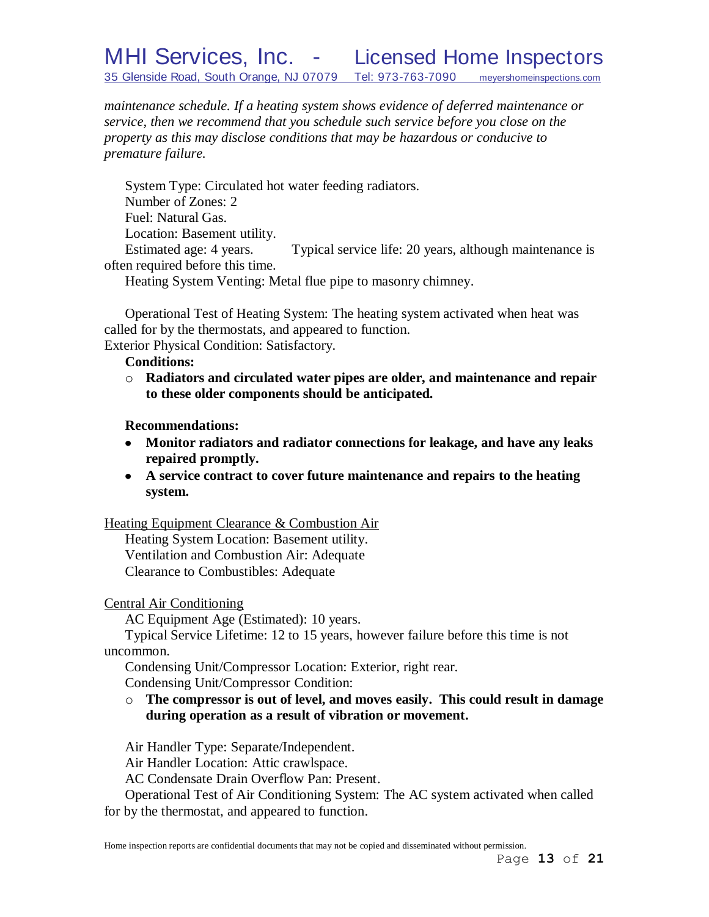*maintenance schedule. If a heating system shows evidence of deferred maintenance or service, then we recommend that you schedule such service before you close on the property as this may disclose conditions that may be hazardous or conducive to premature failure.*

System Type: Circulated hot water feeding radiators.
Number of Zones: 2
Fuel: Natural Gas.
Location: Basement utility.
Estimated age: 4 years. Typical service life: 20 years, although maintenance is often required before this time.
Heating System Venting: Metal flue pipe to masonry chimney.

Operational Test of Heating System: The heating system activated when heat was called for by the thermostats, and appeared to function.
Exterior Physical Condition: Satisfactory.

**Conditions:**

- **Radiators and circulated water pipes are older, and maintenance and repair to these older components should be anticipated.**

**Recommendations:**

- **Monitor radiators and radiator connections for leakage, and have any leaks repaired promptly.**
- **A service contract to cover future maintenance and repairs to the heating system.**

Heating Equipment Clearance & Combustion Air

Heating System Location: Basement utility.
Ventilation and Combustion Air: Adequate
Clearance to Combustibles: Adequate

Central Air Conditioning

AC Equipment Age (Estimated): 10 years.
Typical Service Lifetime: 12 to 15 years, however failure before this time is not uncommon.
Condensing Unit/Compressor Location: Exterior, right rear.
Condensing Unit/Compressor Condition:

- **The compressor is out of level, and moves easily. This could result in damage during operation as a result of vibration or movement.**

Air Handler Type: Separate/Independent.
Air Handler Location: Attic crawlspace.
AC Condensate Drain Overflow Pan: Present.
Operational Test of Air Conditioning System: The AC system activated when called for by the thermostat, and appeared to function.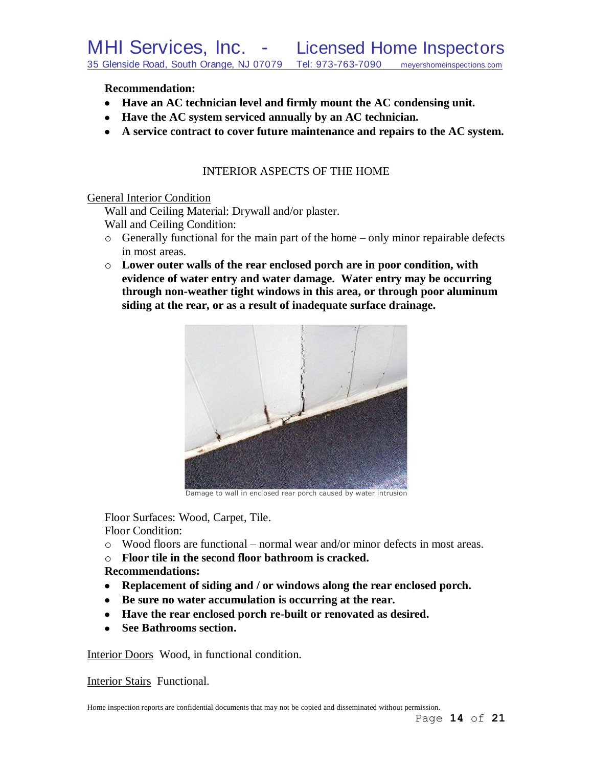**Recommendation:**

- **Have an AC technician level and firmly mount the AC condensing unit.**
- **Have the AC system serviced annually by an AC technician.**
- **A service contract to cover future maintenance and repairs to the AC system.**

## INTERIOR ASPECTS OF THE HOME

General Interior Condition

Wall and Ceiling Material: Drywall and/or plaster.

Wall and Ceiling Condition:

- Generally functional for the main part of the home – only minor repairable defects in most areas.
- **Lower outer walls of the rear enclosed porch are in poor condition, with evidence of water entry and water damage. Water entry may be occurring through non-weather tight windows in this area, or through poor aluminum siding at the rear, or as a result of inadequate surface drainage.**

Damage to wall in enclosed rear porch caused by water intrusion

Floor Surfaces: Wood, Carpet, Tile.

Floor Condition:

- Wood floors are functional – normal wear and/or minor defects in most areas.
- **Floor tile in the second floor bathroom is cracked.**

**Recommendations:**

- **Replacement of siding and / or windows along the rear enclosed porch.**
- **Be sure no water accumulation is occurring at the rear.**
- **Have the rear enclosed porch re-built or renovated as desired.**
- **See Bathrooms section.**

Interior Doors Wood, in functional condition.

Interior Stairs Functional.

Home inspection reports are confidential documents that may not be copied and disseminated without permission.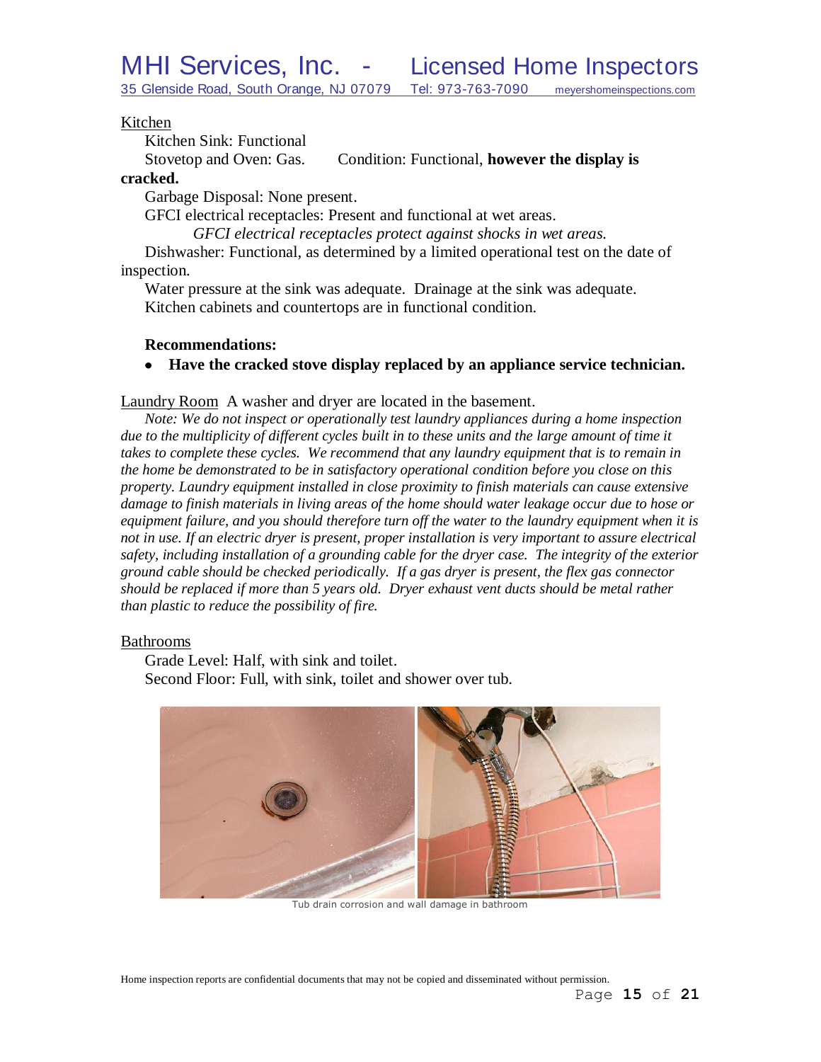Kitchen

Kitchen Sink: Functional

Stovetop and Oven: Gas. Condition: Functional, **however the display is cracked.**

Garbage Disposal: None present.

GFCI electrical receptacles: Present and functional at wet areas.

*GFCI electrical receptacles protect against shocks in wet areas.*

Dishwasher: Functional, as determined by a limited operational test on the date of inspection.

Water pressure at the sink was adequate. Drainage at the sink was adequate.

Kitchen cabinets and countertops are in functional condition.

**Recommendations:**

- **Have the cracked stove display replaced by an appliance service technician.**

Laundry Room A washer and dryer are located in the basement.

*Note: We do not inspect or operationally test laundry appliances during a home inspection due to the multiplicity of different cycles built in to these units and the large amount of time it takes to complete these cycles. We recommend that any laundry equipment that is to remain in the home be demonstrated to be in satisfactory operational condition before you close on this property. Laundry equipment installed in close proximity to finish materials can cause extensive damage to finish materials in living areas of the home should water leakage occur due to hose or equipment failure, and you should therefore turn off the water to the laundry equipment when it is not in use. If an electric dryer is present, proper installation is very important to assure electrical safety, including installation of a grounding cable for the dryer case. The integrity of the exterior ground cable should be checked periodically. If a gas dryer is present, the flex gas connector should be replaced if more than 5 years old. Dryer exhaust vent ducts should be metal rather than plastic to reduce the possibility of fire.*

Bathrooms

Grade Level: Half, with sink and toilet.

Second Floor: Full, with sink, toilet and shower over tub.

Tub drain corrosion and wall damage in bathroom

Home inspection reports are confidential documents that may not be copied and disseminated without permission.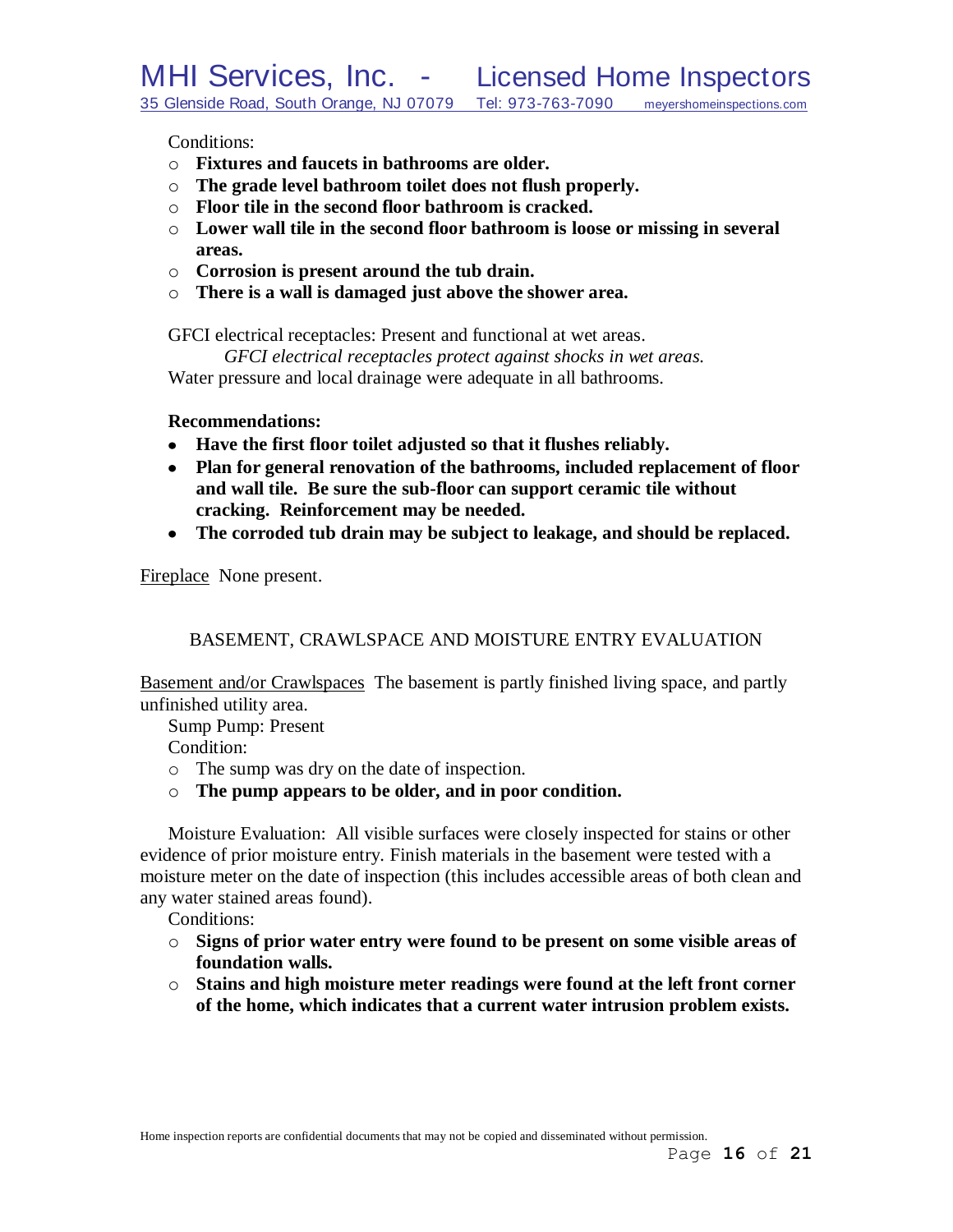Conditions:

- **Fixtures and faucets in bathrooms are older.**
- **The grade level bathroom toilet does not flush properly.**
- **Floor tile in the second floor bathroom is cracked.**
- **Lower wall tile in the second floor bathroom is loose or missing in several areas.**
- **Corrosion is present around the tub drain.**
- **There is a wall is damaged just above the shower area.**

GFCI electrical receptacles: Present and functional at wet areas.

*GFCI electrical receptacles protect against shocks in wet areas.*

Water pressure and local drainage were adequate in all bathrooms.

**Recommendations:**

- **Have the first floor toilet adjusted so that it flushes reliably.**
- **Plan for general renovation of the bathrooms, included replacement of floor and wall tile. Be sure the sub-floor can support ceramic tile without cracking. Reinforcement may be needed.**
- **The corroded tub drain may be subject to leakage, and should be replaced.**

<u>Fireplace</u> None present.

## BASEMENT, CRAWLSPACE AND MOISTURE ENTRY EVALUATION

<u>Basement and/or Crawlspaces</u> The basement is partly finished living space, and partly unfinished utility area.

Sump Pump: Present

Condition:

- The sump was dry on the date of inspection.
- **The pump appears to be older, and in poor condition.**

Moisture Evaluation: All visible surfaces were closely inspected for stains or other evidence of prior moisture entry. Finish materials in the basement were tested with a moisture meter on the date of inspection (this includes accessible areas of both clean and any water stained areas found).

Conditions:

- **Signs of prior water entry were found to be present on some visible areas of foundation walls.**
- **Stains and high moisture meter readings were found at the left front corner of the home, which indicates that a current water intrusion problem exists.**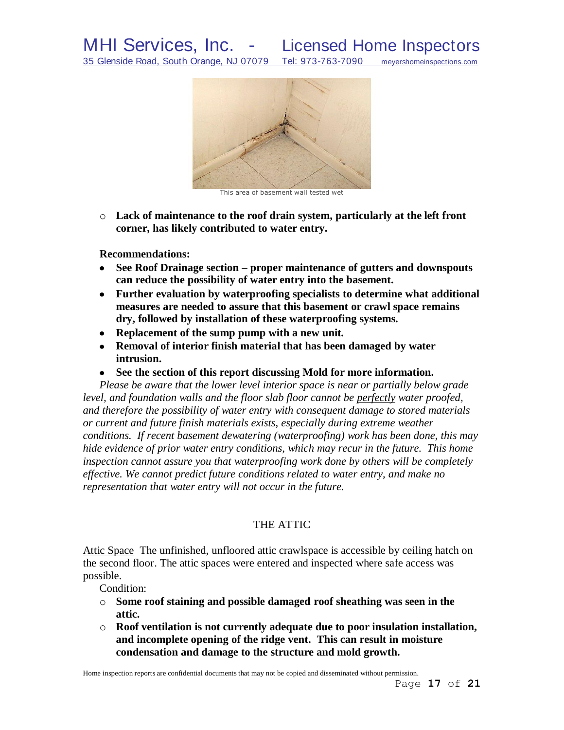This area of basement wall tested wet

- **Lack of maintenance to the roof drain system, particularly at the left front corner, has likely contributed to water entry.**

**Recommendations:**

- **See Roof Drainage section – proper maintenance of gutters and downspouts can reduce the possibility of water entry into the basement.**
- **Further evaluation by waterproofing specialists to determine what additional measures are needed to assure that this basement or crawl space remains dry, followed by installation of these waterproofing systems.**
- **Replacement of the sump pump with a new unit.**
- **Removal of interior finish material that has been damaged by water intrusion.**
- **See the section of this report discussing Mold for more information.**

*Please be aware that the lower level interior space is near or partially below grade level, and foundation walls and the floor slab floor cannot be perfectly water proofed, and therefore the possibility of water entry with consequent damage to stored materials or current and future finish materials exists, especially during extreme weather conditions. If recent basement dewatering (waterproofing) work has been done, this may hide evidence of prior water entry conditions, which may recur in the future. This home inspection cannot assure you that waterproofing work done by others will be completely effective. We cannot predict future conditions related to water entry, and make no representation that water entry will not occur in the future.*

## THE ATTIC

Attic Space The unfinished, unfloored attic crawlspace is accessible by ceiling hatch on the second floor. The attic spaces were entered and inspected where safe access was possible.

Condition:

- **Some roof staining and possible damaged roof sheathing was seen in the attic.**
- **Roof ventilation is not currently adequate due to poor insulation installation, and incomplete opening of the ridge vent. This can result in moisture condensation and damage to the structure and mold growth.**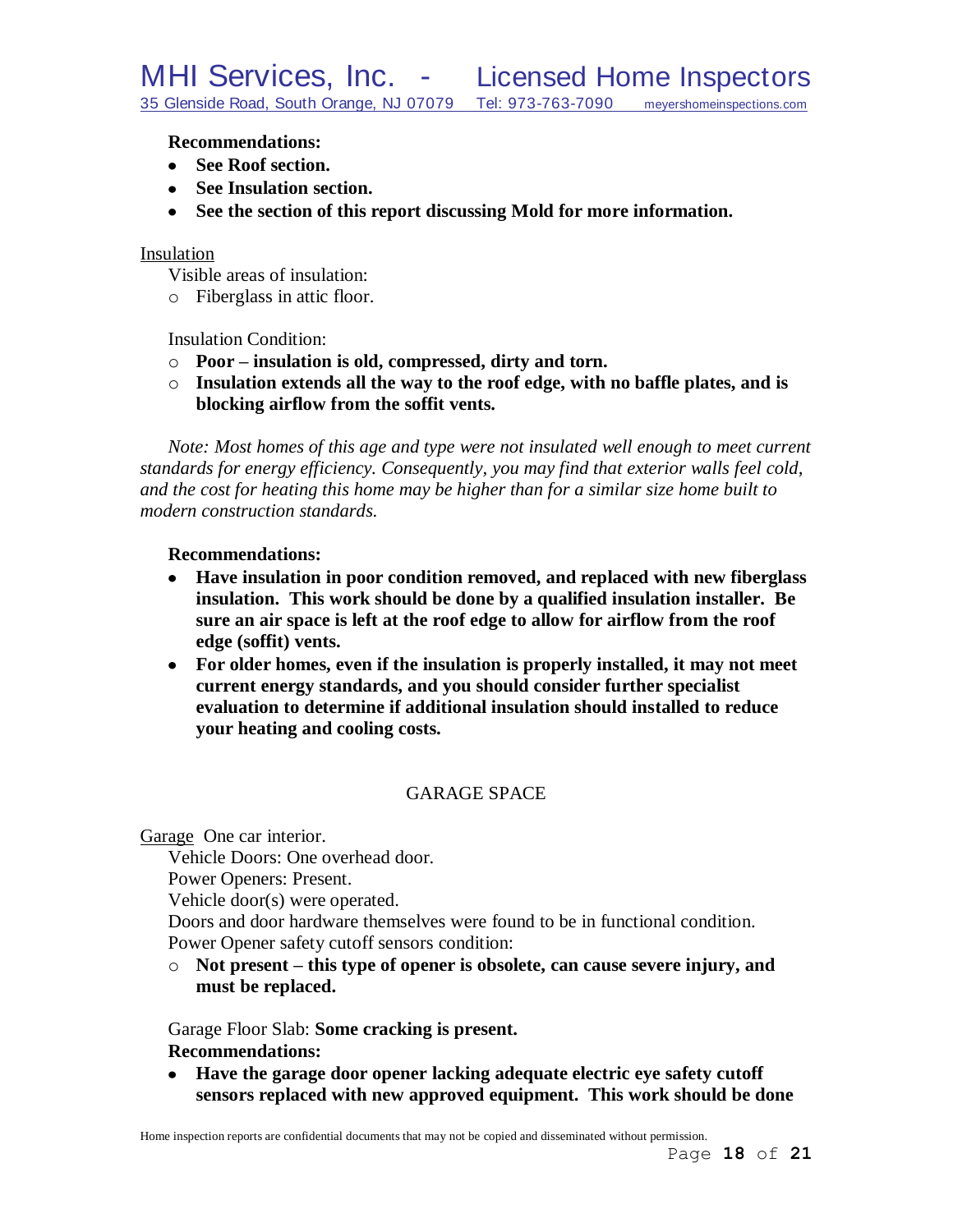**Recommendations:**

- **See Roof section.**
- **See Insulation section.**
- **See the section of this report discussing Mold for more information.**

Insulation

Visible areas of insulation:

- Fiberglass in attic floor.

Insulation Condition:

- **Poor – insulation is old, compressed, dirty and torn.**
- **Insulation extends all the way to the roof edge, with no baffle plates, and is blocking airflow from the soffit vents.**

*Note: Most homes of this age and type were not insulated well enough to meet current standards for energy efficiency. Consequently, you may find that exterior walls feel cold, and the cost for heating this home may be higher than for a similar size home built to modern construction standards.*

**Recommendations:**

- **Have insulation in poor condition removed, and replaced with new fiberglass insulation. This work should be done by a qualified insulation installer. Be sure an air space is left at the roof edge to allow for airflow from the roof edge (soffit) vents.**
- **For older homes, even if the insulation is properly installed, it may not meet current energy standards, and you should consider further specialist evaluation to determine if additional insulation should installed to reduce your heating and cooling costs.**

## GARAGE SPACE

Garage One car interior.

Vehicle Doors: One overhead door.

Power Openers: Present.

Vehicle door(s) were operated.

Doors and door hardware themselves were found to be in functional condition.

Power Opener safety cutoff sensors condition:

- **Not present – this type of opener is obsolete, can cause severe injury, and must be replaced.**

Garage Floor Slab: **Some cracking is present.**

**Recommendations:**

- **Have the garage door opener lacking adequate electric eye safety cutoff sensors replaced with new approved equipment. This work should be done**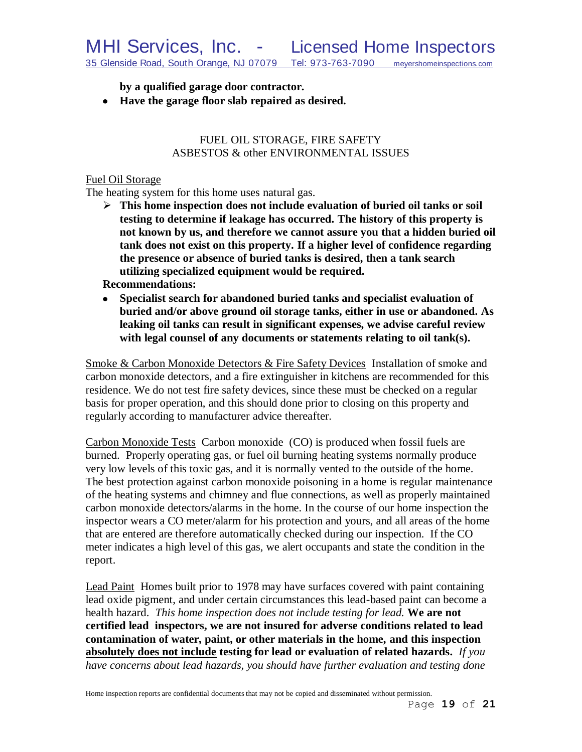**by a qualified garage door contractor.**

- **Have the garage floor slab repaired as desired.**

## FUEL OIL STORAGE, FIRE SAFETY ASBESTOS & other ENVIRONMENTAL ISSUES

<u>Fuel Oil Storage</u>

The heating system for this home uses natural gas.

- **This home inspection does not include evaluation of buried oil tanks or soil testing to determine if leakage has occurred. The history of this property is not known by us, and therefore we cannot assure you that a hidden buried oil tank does not exist on this property. If a higher level of confidence regarding the presence or absence of buried tanks is desired, then a tank search utilizing specialized equipment would be required.**

**Recommendations:**

- **Specialist search for abandoned buried tanks and specialist evaluation of buried and/or above ground oil storage tanks, either in use or abandoned. As leaking oil tanks can result in significant expenses, we advise careful review with legal counsel of any documents or statements relating to oil tank(s).**

<u>Smoke & Carbon Monoxide Detectors & Fire Safety Devices</u> Installation of smoke and carbon monoxide detectors, and a fire extinguisher in kitchens are recommended for this residence. We do not test fire safety devices, since these must be checked on a regular basis for proper operation, and this should done prior to closing on this property and regularly according to manufacturer advice thereafter.

<u>Carbon Monoxide Tests</u> Carbon monoxide (CO) is produced when fossil fuels are burned. Properly operating gas, or fuel oil burning heating systems normally produce very low levels of this toxic gas, and it is normally vented to the outside of the home. The best protection against carbon monoxide poisoning in a home is regular maintenance of the heating systems and chimney and flue connections, as well as properly maintained carbon monoxide detectors/alarms in the home. In the course of our home inspection the inspector wears a CO meter/alarm for his protection and yours, and all areas of the home that are entered are therefore automatically checked during our inspection. If the CO meter indicates a high level of this gas, we alert occupants and state the condition in the report.

<u>Lead Paint</u> Homes built prior to 1978 may have surfaces covered with paint containing lead oxide pigment, and under certain circumstances this lead-based paint can become a health hazard. *This home inspection does not include testing for lead.* **We are not certified lead inspectors, we are not insured for adverse conditions related to lead contamination of water, paint, or other materials in the home, and this inspection <u>absolutely does not include</u> testing for lead or evaluation of related hazards.** *If you have concerns about lead hazards, you should have further evaluation and testing done*

Home inspection reports are confidential documents that may not be copied and disseminated without permission.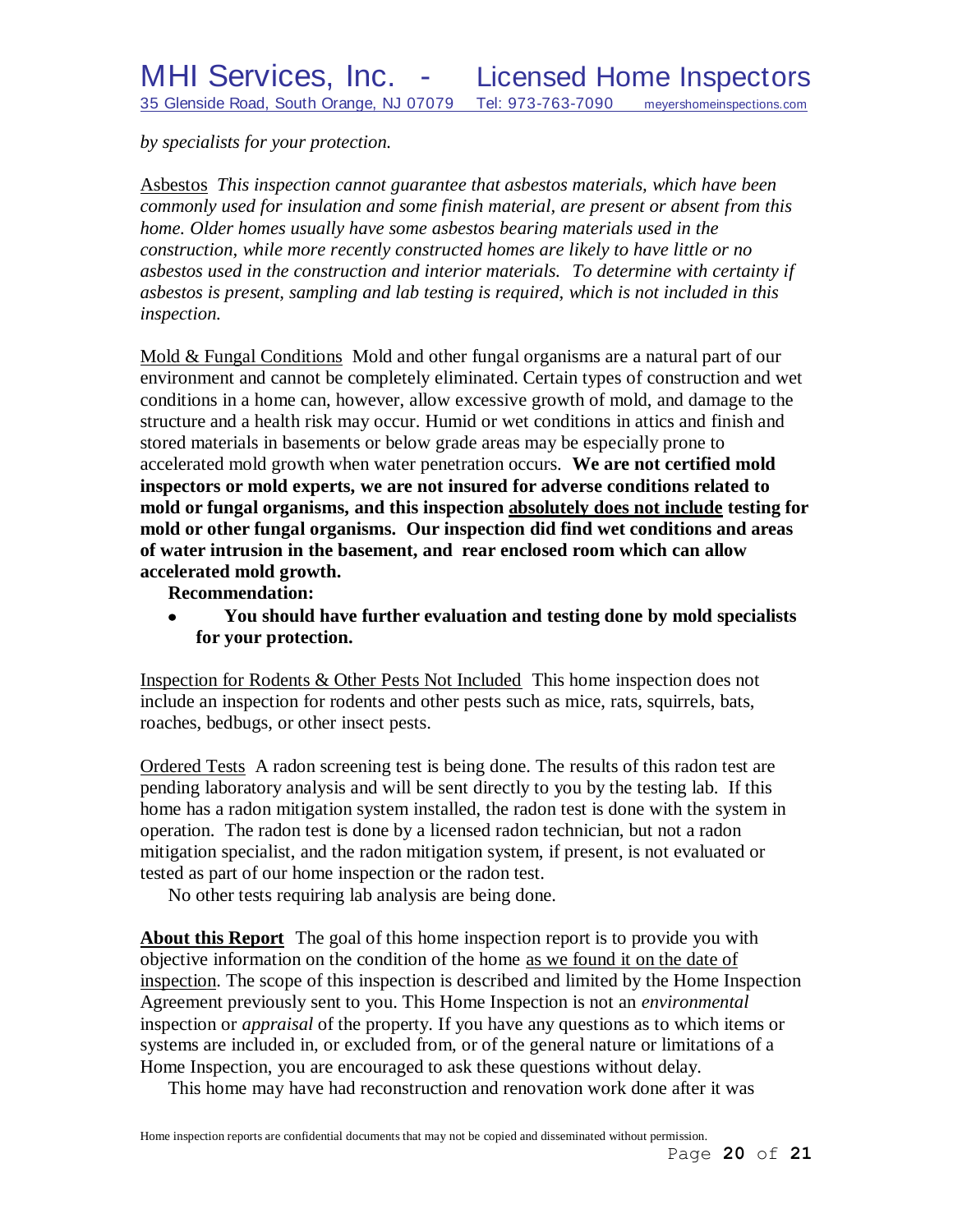*by specialists for your protection.*

Asbestos *This inspection cannot guarantee that asbestos materials, which have been commonly used for insulation and some finish material, are present or absent from this home. Older homes usually have some asbestos bearing materials used in the construction, while more recently constructed homes are likely to have little or no asbestos used in the construction and interior materials. To determine with certainty if asbestos is present, sampling and lab testing is required, which is not included in this inspection.*

Mold & Fungal Conditions Mold and other fungal organisms are a natural part of our environment and cannot be completely eliminated. Certain types of construction and wet conditions in a home can, however, allow excessive growth of mold, and damage to the structure and a health risk may occur. Humid or wet conditions in attics and finish and stored materials in basements or below grade areas may be especially prone to accelerated mold growth when water penetration occurs. **We are not certified mold inspectors or mold experts, we are not insured for adverse conditions related to mold or fungal organisms, and this inspection absolutely does not include testing for mold or other fungal organisms. Our inspection did find wet conditions and areas of water intrusion in the basement, and rear enclosed room which can allow accelerated mold growth.**

**Recommendation:**

- **You should have further evaluation and testing done by mold specialists for your protection.**

Inspection for Rodents & Other Pests Not Included This home inspection does not include an inspection for rodents and other pests such as mice, rats, squirrels, bats, roaches, bedbugs, or other insect pests.

Ordered Tests A radon screening test is being done. The results of this radon test are pending laboratory analysis and will be sent directly to you by the testing lab. If this home has a radon mitigation system installed, the radon test is done with the system in operation. The radon test is done by a licensed radon technician, but not a radon mitigation specialist, and the radon mitigation system, if present, is not evaluated or tested as part of our home inspection or the radon test.

No other tests requiring lab analysis are being done.

**About this Report** The goal of this home inspection report is to provide you with objective information on the condition of the home as we found it on the date of inspection. The scope of this inspection is described and limited by the Home Inspection Agreement previously sent to you. This Home Inspection is not an *environmental* inspection or *appraisal* of the property. If you have any questions as to which items or systems are included in, or excluded from, or of the general nature or limitations of a Home Inspection, you are encouraged to ask these questions without delay.

This home may have had reconstruction and renovation work done after it was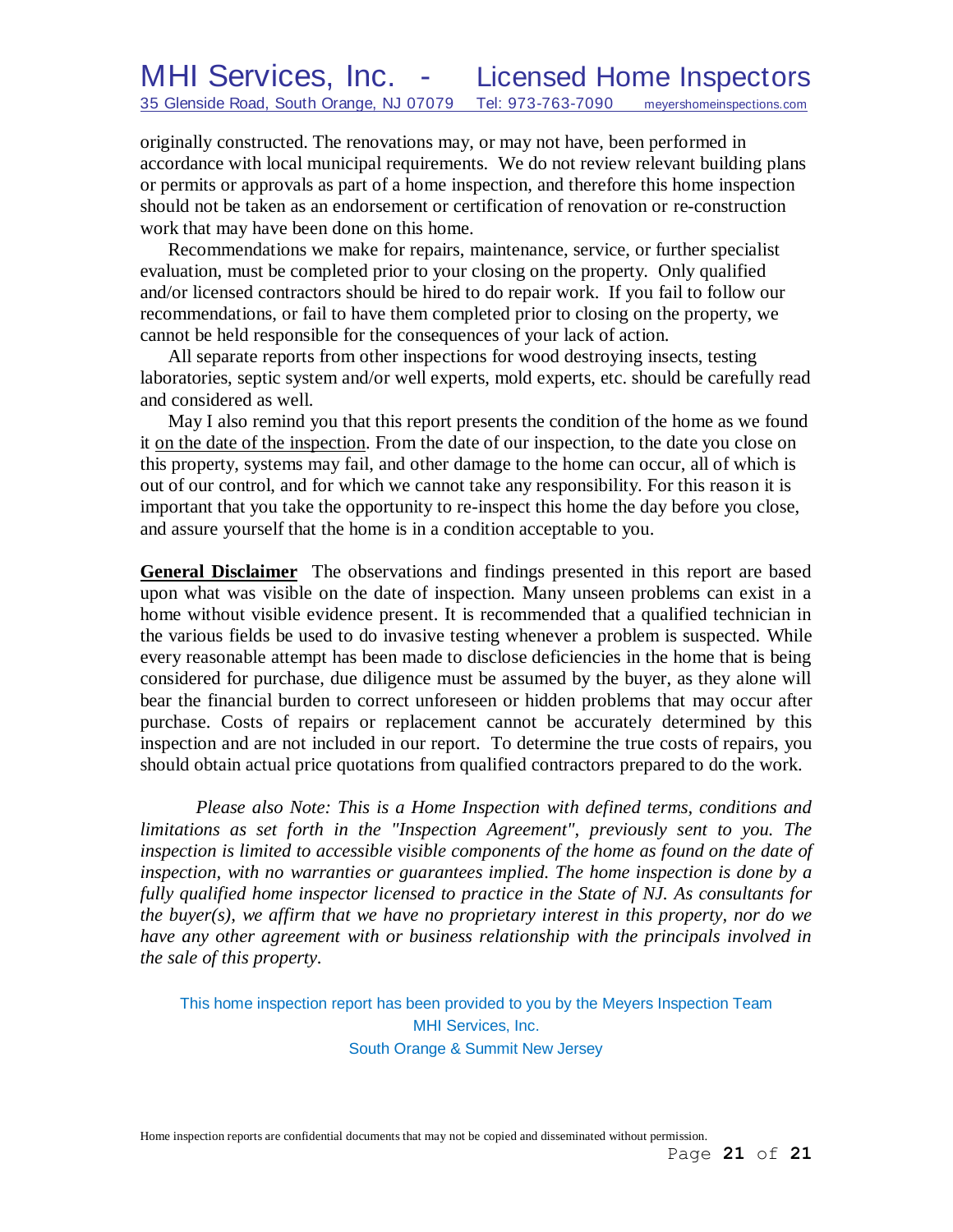originally constructed. The renovations may, or may not have, been performed in accordance with local municipal requirements. We do not review relevant building plans or permits or approvals as part of a home inspection, and therefore this home inspection should not be taken as an endorsement or certification of renovation or re-construction work that may have been done on this home.

Recommendations we make for repairs, maintenance, service, or further specialist evaluation, must be completed prior to your closing on the property. Only qualified and/or licensed contractors should be hired to do repair work. If you fail to follow our recommendations, or fail to have them completed prior to closing on the property, we cannot be held responsible for the consequences of your lack of action.

All separate reports from other inspections for wood destroying insects, testing laboratories, septic system and/or well experts, mold experts, etc. should be carefully read and considered as well.

May I also remind you that this report presents the condition of the home as we found it on the date of the inspection. From the date of our inspection, to the date you close on this property, systems may fail, and other damage to the home can occur, all of which is out of our control, and for which we cannot take any responsibility. For this reason it is important that you take the opportunity to re-inspect this home the day before you close, and assure yourself that the home is in a condition acceptable to you.

**General Disclaimer** The observations and findings presented in this report are based upon what was visible on the date of inspection. Many unseen problems can exist in a home without visible evidence present. It is recommended that a qualified technician in the various fields be used to do invasive testing whenever a problem is suspected. While every reasonable attempt has been made to disclose deficiencies in the home that is being considered for purchase, due diligence must be assumed by the buyer, as they alone will bear the financial burden to correct unforeseen or hidden problems that may occur after purchase. Costs of repairs or replacement cannot be accurately determined by this inspection and are not included in our report. To determine the true costs of repairs, you should obtain actual price quotations from qualified contractors prepared to do the work.

*Please also Note: This is a Home Inspection with defined terms, conditions and limitations as set forth in the "Inspection Agreement", previously sent to you. The inspection is limited to accessible visible components of the home as found on the date of inspection, with no warranties or guarantees implied. The home inspection is done by a fully qualified home inspector licensed to practice in the State of NJ. As consultants for the buyer(s), we affirm that we have no proprietary interest in this property, nor do we have any other agreement with or business relationship with the principals involved in the sale of this property.*

This home inspection report has been provided to you by the Meyers Inspection Team
MHI Services, Inc.
South Orange & Summit New Jersey